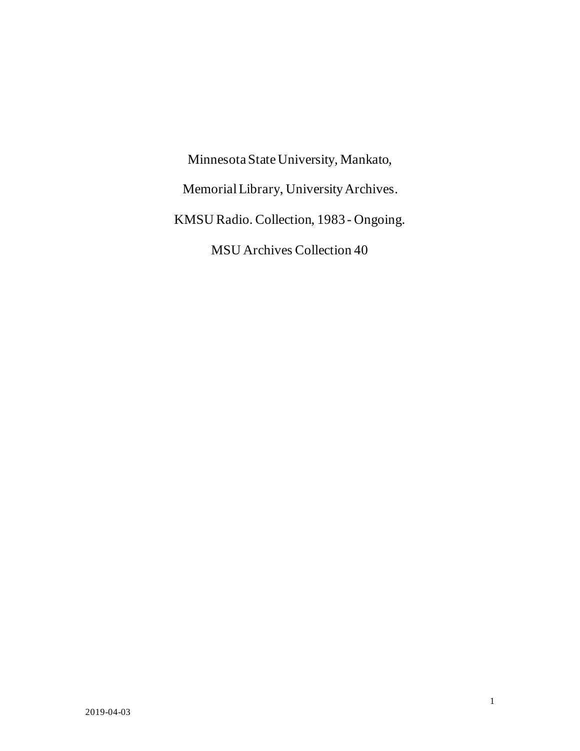Minnesota State University, Mankato,

Memorial Library, University Archives.

KMSU Radio. Collection, 1983 - Ongoing.

MSU Archives Collection 40

2019-04-03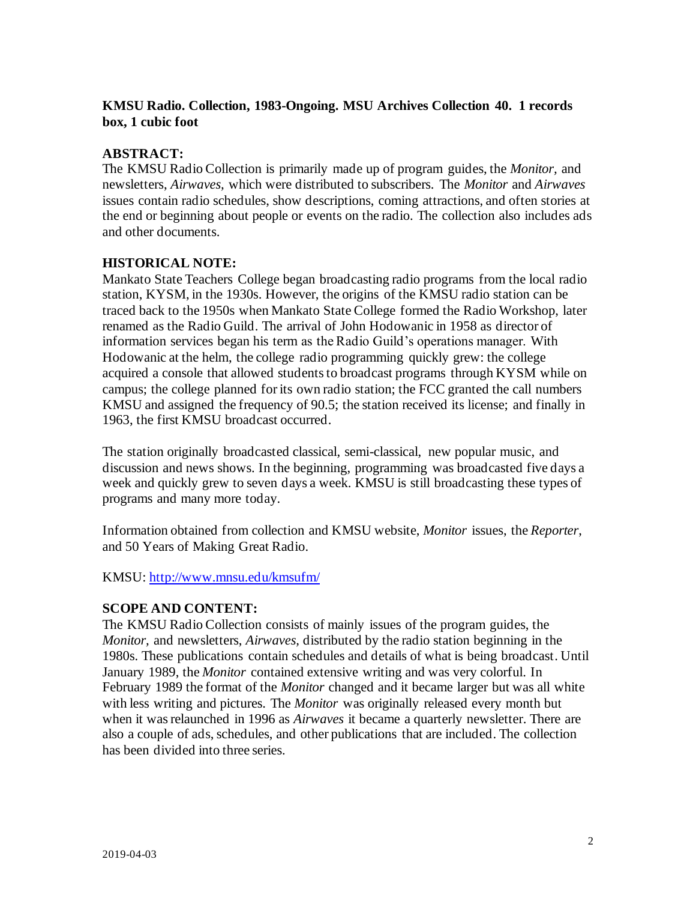**KMSU Radio. Collection, 1983-Ongoing. MSU Archives Collection 40. 1 records box, 1 cubic foot**

## ABSTRACT:

The KMSU Radio Collection is primarily made up of program guides, the *Monitor,* and newsletters, *Airwaves,* which were distributed to subscribers. The *Monitor* and *Airwaves* issues contain radio schedules, show descriptions, coming attractions, and often stories at the end or beginning about people or events on the radio. The collection also includes ads and other documents.

## HISTORICAL NOTE:

Mankato State Teachers College began broadcasting radio programs from the local radio station, KYSM, in the 1930s. However, the origins of the KMSU radio station can be traced back to the 1950s when Mankato State College formed the Radio Workshop, later renamed as the Radio Guild. The arrival of John Hodowanic in 1958 as director of information services began his term as the Radio Guild's operations manager. With Hodowanic at the helm, the college radio programming quickly grew: the college acquired a console that allowed students to broadcast programs through KYSM while on campus; the college planned for its own radio station; the FCC granted the call numbers KMSU and assigned the frequency of 90.5; the station received its license; and finally in 1963, the first KMSU broadcast occurred.

The station originally broadcasted classical, semi-classical, new popular music, and discussion and news shows. In the beginning, programming was broadcasted five days a week and quickly grew to seven days a week. KMSU is still broadcasting these types of programs and many more today.

Information obtained from collection and KMSU website, *Monitor* issues, the *Reporter*, and 50 Years of Making Great Radio.

KMSU: http://www.mnsu.edu/kmsufm/

## SCOPE AND CONTENT:

The KMSU Radio Collection consists of mainly issues of the program guides, the *Monitor,* and newsletters, *Airwaves,* distributed by the radio station beginning in the 1980s. These publications contain schedules and details of what is being broadcast. Until January 1989, the *Monitor* contained extensive writing and was very colorful. In February 1989 the format of the *Monitor* changed and it became larger but was all white with less writing and pictures. The *Monitor* was originally released every month but when it was relaunched in 1996 as *Airwaves* it became a quarterly newsletter. There are also a couple of ads, schedules, and other publications that are included. The collection has been divided into three series.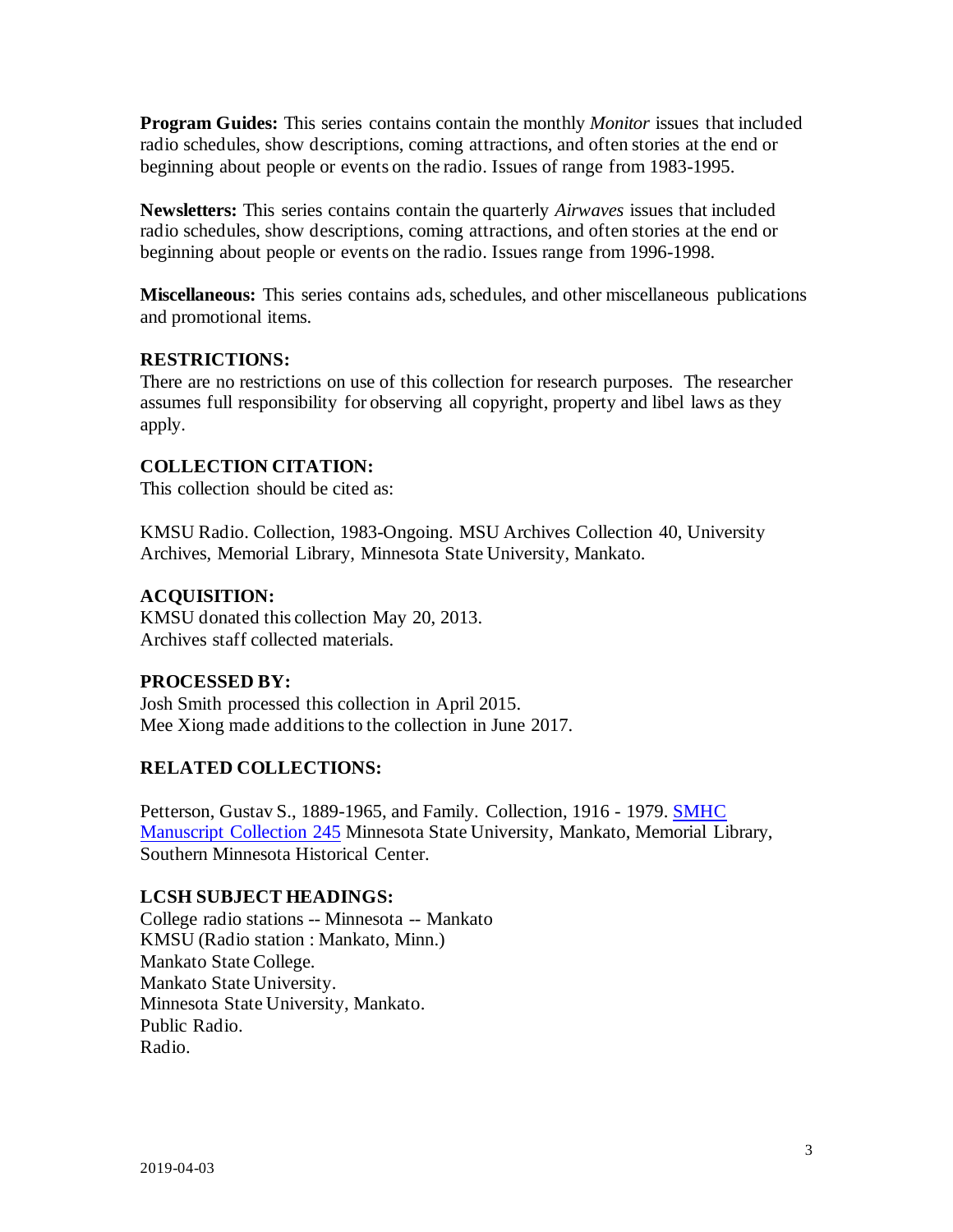**Program Guides:** This series contains contain the monthly *Monitor* issues that included radio schedules, show descriptions, coming attractions, and often stories at the end or beginning about people or events on the radio. Issues of range from 1983-1995.

**Newsletters:** This series contains contain the quarterly *Airwaves* issues that included radio schedules, show descriptions, coming attractions, and often stories at the end or beginning about people or events on the radio. Issues range from 1996-1998.

**Miscellaneous:** This series contains ads, schedules, and other miscellaneous publications and promotional items.

### RESTRICTIONS:

There are no restrictions on use of this collection for research purposes. The researcher assumes full responsibility for observing all copyright, property and libel laws as they apply.

### COLLECTION CITATION:

This collection should be cited as:

KMSU Radio. Collection, 1983-Ongoing. MSU Archives Collection 40, University Archives, Memorial Library, Minnesota State University, Mankato.

### ACQUISITION:

KMSU donated this collection May 20, 2013.
Archives staff collected materials.

### PROCESSED BY:

Josh Smith processed this collection in April 2015.
Mee Xiong made additions to the collection in June 2017.

### RELATED COLLECTIONS:

Petterson, Gustav S., 1889-1965, and Family. Collection, 1916 - 1979. SMHC Manuscript Collection 245 Minnesota State University, Mankato, Memorial Library, Southern Minnesota Historical Center.

### LCSH SUBJECT HEADINGS:

College radio stations -- Minnesota -- Mankato
KMSU (Radio station : Mankato, Minn.)
Mankato State College.
Mankato State University.
Minnesota State University, Mankato.
Public Radio.
Radio.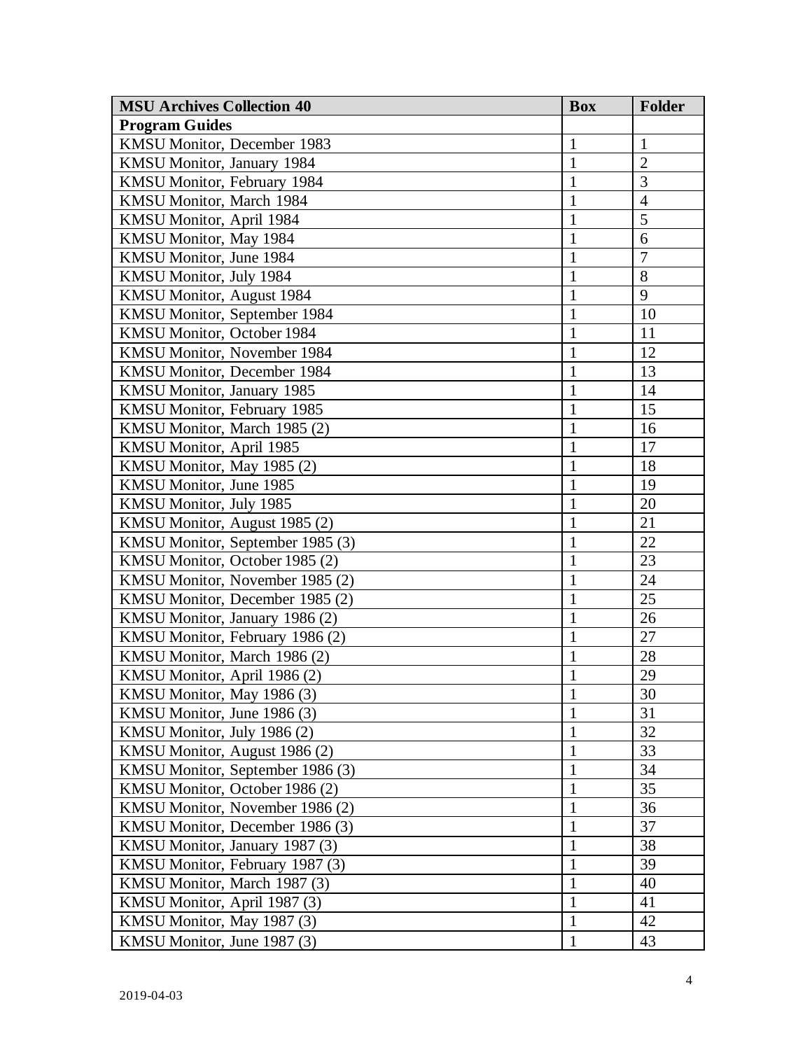| MSU Archives Collection 40 | Box | Folder |
| --- | --- | --- |
| **Program Guides** | | |
| KMSU Monitor, December 1983 | 1 | 1 |
| KMSU Monitor, January 1984 | 1 | 2 |
| KMSU Monitor, February 1984 | 1 | 3 |
| KMSU Monitor, March 1984 | 1 | 4 |
| KMSU Monitor, April 1984 | 1 | 5 |
| KMSU Monitor, May 1984 | 1 | 6 |
| KMSU Monitor, June 1984 | 1 | 7 |
| KMSU Monitor, July 1984 | 1 | 8 |
| KMSU Monitor, August 1984 | 1 | 9 |
| KMSU Monitor, September 1984 | 1 | 10 |
| KMSU Monitor, October 1984 | 1 | 11 |
| KMSU Monitor, November 1984 | 1 | 12 |
| KMSU Monitor, December 1984 | 1 | 13 |
| KMSU Monitor, January 1985 | 1 | 14 |
| KMSU Monitor, February 1985 | 1 | 15 |
| KMSU Monitor, March 1985 (2) | 1 | 16 |
| KMSU Monitor, April 1985 | 1 | 17 |
| KMSU Monitor, May 1985 (2) | 1 | 18 |
| KMSU Monitor, June 1985 | 1 | 19 |
| KMSU Monitor, July 1985 | 1 | 20 |
| KMSU Monitor, August 1985 (2) | 1 | 21 |
| KMSU Monitor, September 1985 (3) | 1 | 22 |
| KMSU Monitor, October 1985 (2) | 1 | 23 |
| KMSU Monitor, November 1985 (2) | 1 | 24 |
| KMSU Monitor, December 1985 (2) | 1 | 25 |
| KMSU Monitor, January 1986 (2) | 1 | 26 |
| KMSU Monitor, February 1986 (2) | 1 | 27 |
| KMSU Monitor, March 1986 (2) | 1 | 28 |
| KMSU Monitor, April 1986 (2) | 1 | 29 |
| KMSU Monitor, May 1986 (3) | 1 | 30 |
| KMSU Monitor, June 1986 (3) | 1 | 31 |
| KMSU Monitor, July 1986 (2) | 1 | 32 |
| KMSU Monitor, August 1986 (2) | 1 | 33 |
| KMSU Monitor, September 1986 (3) | 1 | 34 |
| KMSU Monitor, October 1986 (2) | 1 | 35 |
| KMSU Monitor, November 1986 (2) | 1 | 36 |
| KMSU Monitor, December 1986 (3) | 1 | 37 |
| KMSU Monitor, January 1987 (3) | 1 | 38 |
| KMSU Monitor, February 1987 (3) | 1 | 39 |
| KMSU Monitor, March 1987 (3) | 1 | 40 |
| KMSU Monitor, April 1987 (3) | 1 | 41 |
| KMSU Monitor, May 1987 (3) | 1 | 42 |
| KMSU Monitor, June 1987 (3) | 1 | 43 |

2019-04-03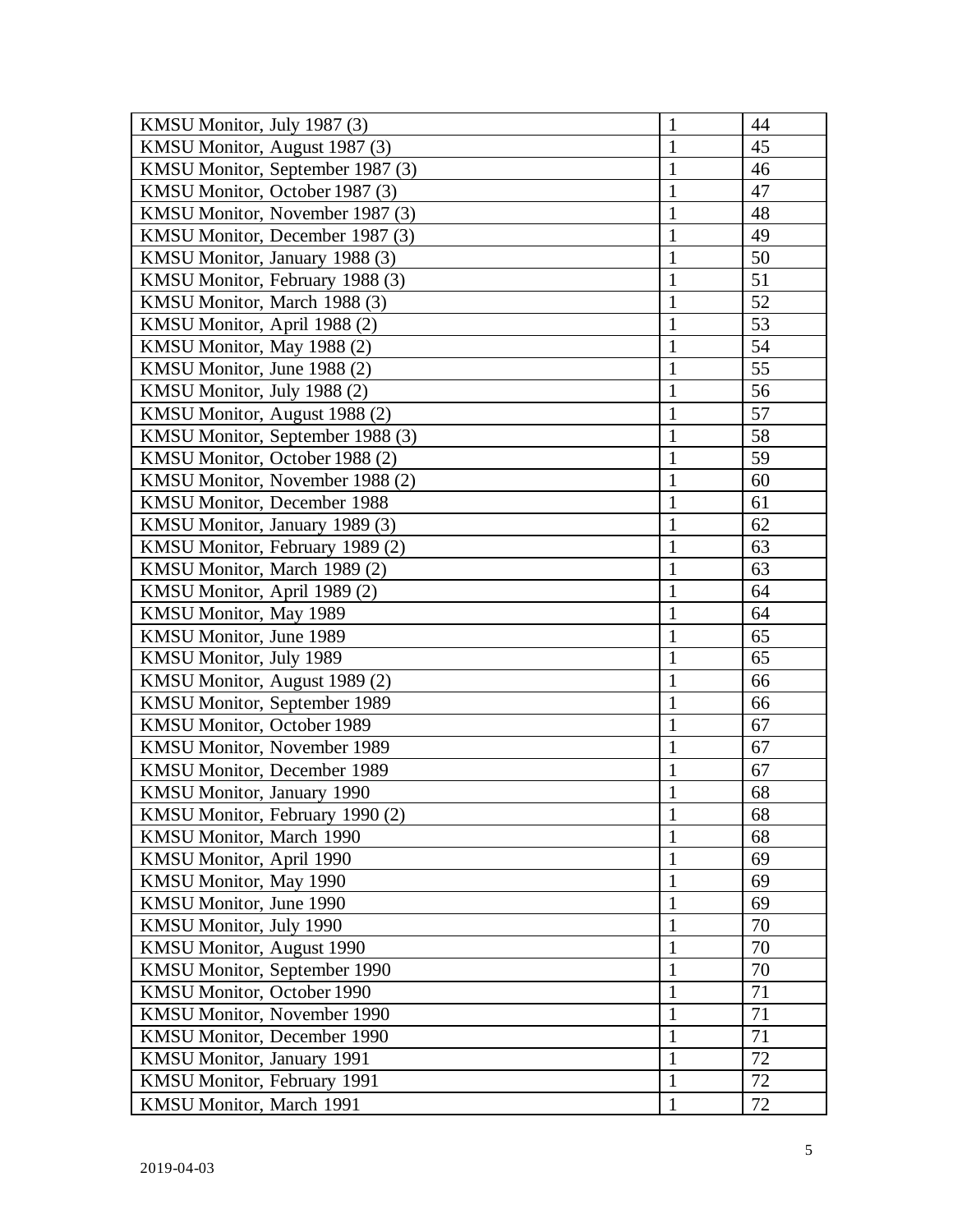| | | |
|---|---|---|
| KMSU Monitor, July 1987 (3) | 1 | 44 |
| KMSU Monitor, August 1987 (3) | 1 | 45 |
| KMSU Monitor, September 1987 (3) | 1 | 46 |
| KMSU Monitor, October 1987 (3) | 1 | 47 |
| KMSU Monitor, November 1987 (3) | 1 | 48 |
| KMSU Monitor, December 1987 (3) | 1 | 49 |
| KMSU Monitor, January 1988 (3) | 1 | 50 |
| KMSU Monitor, February 1988 (3) | 1 | 51 |
| KMSU Monitor, March 1988 (3) | 1 | 52 |
| KMSU Monitor, April 1988 (2) | 1 | 53 |
| KMSU Monitor, May 1988 (2) | 1 | 54 |
| KMSU Monitor, June 1988 (2) | 1 | 55 |
| KMSU Monitor, July 1988 (2) | 1 | 56 |
| KMSU Monitor, August 1988 (2) | 1 | 57 |
| KMSU Monitor, September 1988 (3) | 1 | 58 |
| KMSU Monitor, October 1988 (2) | 1 | 59 |
| KMSU Monitor, November 1988 (2) | 1 | 60 |
| KMSU Monitor, December 1988 | 1 | 61 |
| KMSU Monitor, January 1989 (3) | 1 | 62 |
| KMSU Monitor, February 1989 (2) | 1 | 63 |
| KMSU Monitor, March 1989 (2) | 1 | 63 |
| KMSU Monitor, April 1989 (2) | 1 | 64 |
| KMSU Monitor, May 1989 | 1 | 64 |
| KMSU Monitor, June 1989 | 1 | 65 |
| KMSU Monitor, July 1989 | 1 | 65 |
| KMSU Monitor, August 1989 (2) | 1 | 66 |
| KMSU Monitor, September 1989 | 1 | 66 |
| KMSU Monitor, October 1989 | 1 | 67 |
| KMSU Monitor, November 1989 | 1 | 67 |
| KMSU Monitor, December 1989 | 1 | 67 |
| KMSU Monitor, January 1990 | 1 | 68 |
| KMSU Monitor, February 1990 (2) | 1 | 68 |
| KMSU Monitor, March 1990 | 1 | 68 |
| KMSU Monitor, April 1990 | 1 | 69 |
| KMSU Monitor, May 1990 | 1 | 69 |
| KMSU Monitor, June 1990 | 1 | 69 |
| KMSU Monitor, July 1990 | 1 | 70 |
| KMSU Monitor, August 1990 | 1 | 70 |
| KMSU Monitor, September 1990 | 1 | 70 |
| KMSU Monitor, October 1990 | 1 | 71 |
| KMSU Monitor, November 1990 | 1 | 71 |
| KMSU Monitor, December 1990 | 1 | 71 |
| KMSU Monitor, January 1991 | 1 | 72 |
| KMSU Monitor, February 1991 | 1 | 72 |
| KMSU Monitor, March 1991 | 1 | 72 |

2019-04-03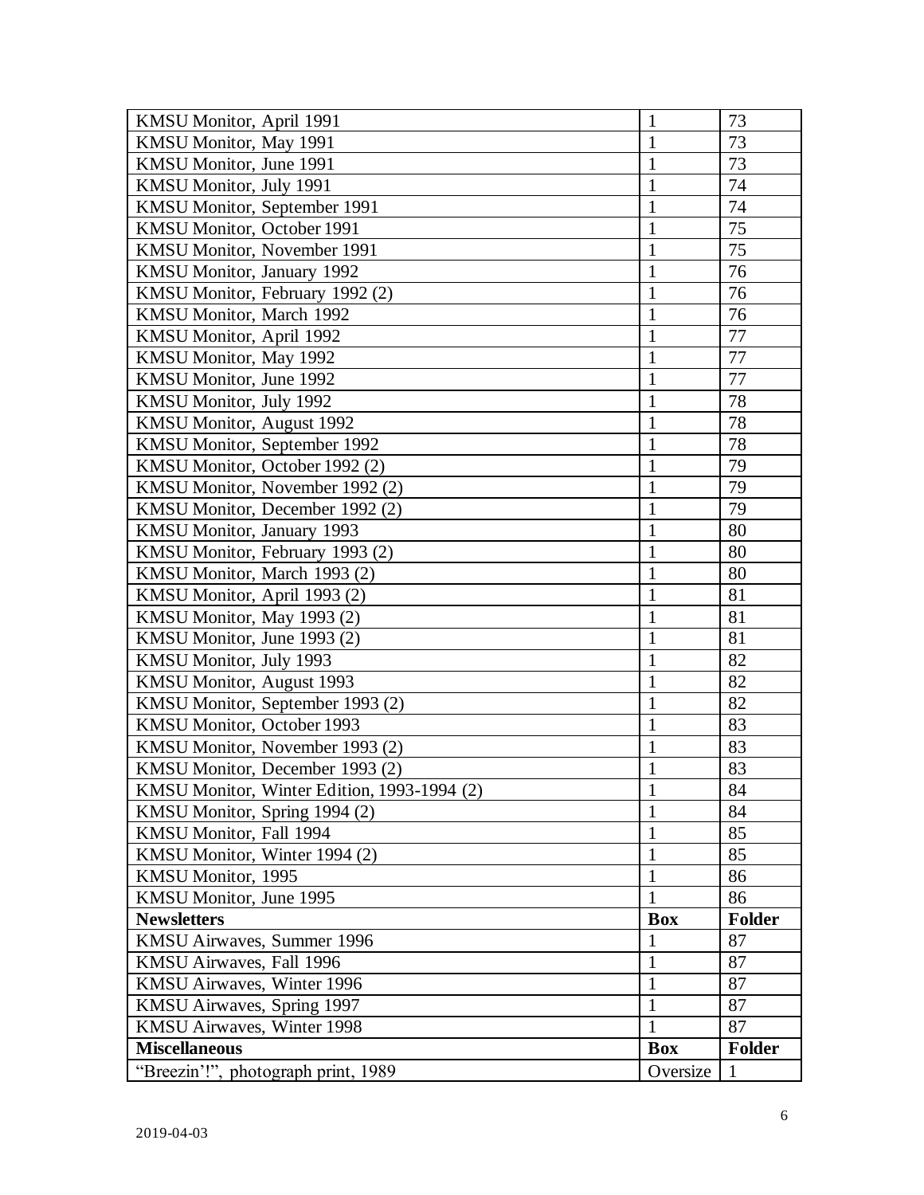| | | |
|---|---|---|
| KMSU Monitor, April 1991 | 1 | 73 |
| KMSU Monitor, May 1991 | 1 | 73 |
| KMSU Monitor, June 1991 | 1 | 73 |
| KMSU Monitor, July 1991 | 1 | 74 |
| KMSU Monitor, September 1991 | 1 | 74 |
| KMSU Monitor, October 1991 | 1 | 75 |
| KMSU Monitor, November 1991 | 1 | 75 |
| KMSU Monitor, January 1992 | 1 | 76 |
| KMSU Monitor, February 1992 (2) | 1 | 76 |
| KMSU Monitor, March 1992 | 1 | 76 |
| KMSU Monitor, April 1992 | 1 | 77 |
| KMSU Monitor, May 1992 | 1 | 77 |
| KMSU Monitor, June 1992 | 1 | 77 |
| KMSU Monitor, July 1992 | 1 | 78 |
| KMSU Monitor, August 1992 | 1 | 78 |
| KMSU Monitor, September 1992 | 1 | 78 |
| KMSU Monitor, October 1992 (2) | 1 | 79 |
| KMSU Monitor, November 1992 (2) | 1 | 79 |
| KMSU Monitor, December 1992 (2) | 1 | 79 |
| KMSU Monitor, January 1993 | 1 | 80 |
| KMSU Monitor, February 1993 (2) | 1 | 80 |
| KMSU Monitor, March 1993 (2) | 1 | 80 |
| KMSU Monitor, April 1993 (2) | 1 | 81 |
| KMSU Monitor, May 1993 (2) | 1 | 81 |
| KMSU Monitor, June 1993 (2) | 1 | 81 |
| KMSU Monitor, July 1993 | 1 | 82 |
| KMSU Monitor, August 1993 | 1 | 82 |
| KMSU Monitor, September 1993 (2) | 1 | 82 |
| KMSU Monitor, October 1993 | 1 | 83 |
| KMSU Monitor, November 1993 (2) | 1 | 83 |
| KMSU Monitor, December 1993 (2) | 1 | 83 |
| KMSU Monitor, Winter Edition, 1993-1994 (2) | 1 | 84 |
| KMSU Monitor, Spring 1994 (2) | 1 | 84 |
| KMSU Monitor, Fall 1994 | 1 | 85 |
| KMSU Monitor, Winter 1994 (2) | 1 | 85 |
| KMSU Monitor, 1995 | 1 | 86 |
| KMSU Monitor, June 1995 | 1 | 86 |
| **Newsletters** | **Box** | **Folder** |
| KMSU Airwaves, Summer 1996 | 1 | 87 |
| KMSU Airwaves, Fall 1996 | 1 | 87 |
| KMSU Airwaves, Winter 1996 | 1 | 87 |
| KMSU Airwaves, Spring 1997 | 1 | 87 |
| KMSU Airwaves, Winter 1998 | 1 | 87 |
| **Miscellaneous** | **Box** | **Folder** |
| "Breezin'!", photograph print, 1989 | Oversize | 1 |

2019-04-03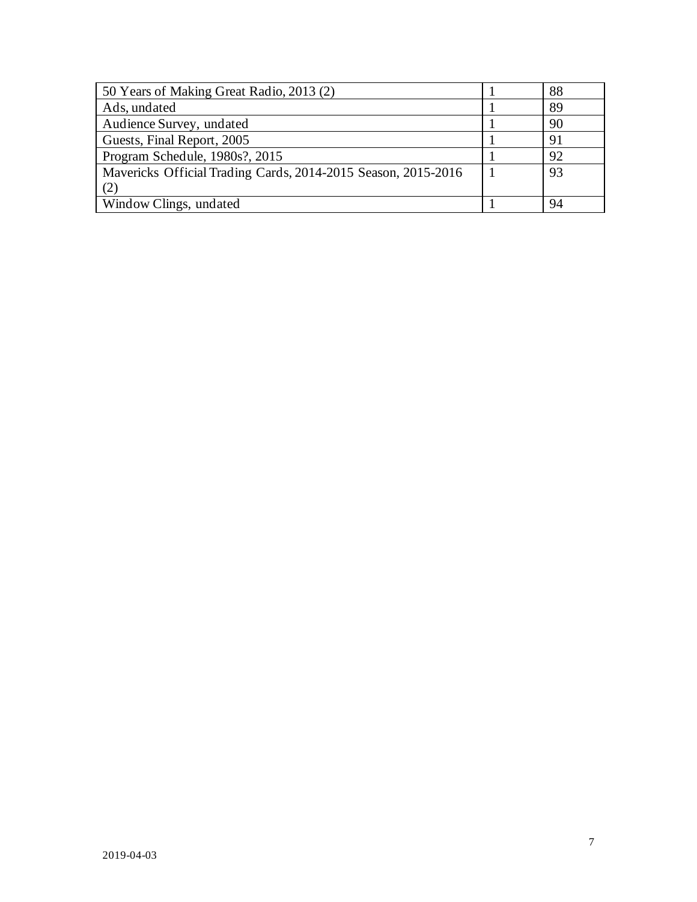| | | |
|---|---|---|
| 50 Years of Making Great Radio, 2013 (2) | 1 | 88 |
| Ads, undated | 1 | 89 |
| Audience Survey, undated | 1 | 90 |
| Guests, Final Report, 2005 | 1 | 91 |
| Program Schedule, 1980s?, 2015 | 1 | 92 |
| Mavericks Official Trading Cards, 2014-2015 Season, 2015-2016 (2) | 1 | 93 |
| Window Clings, undated | 1 | 94 |

2019-04-03